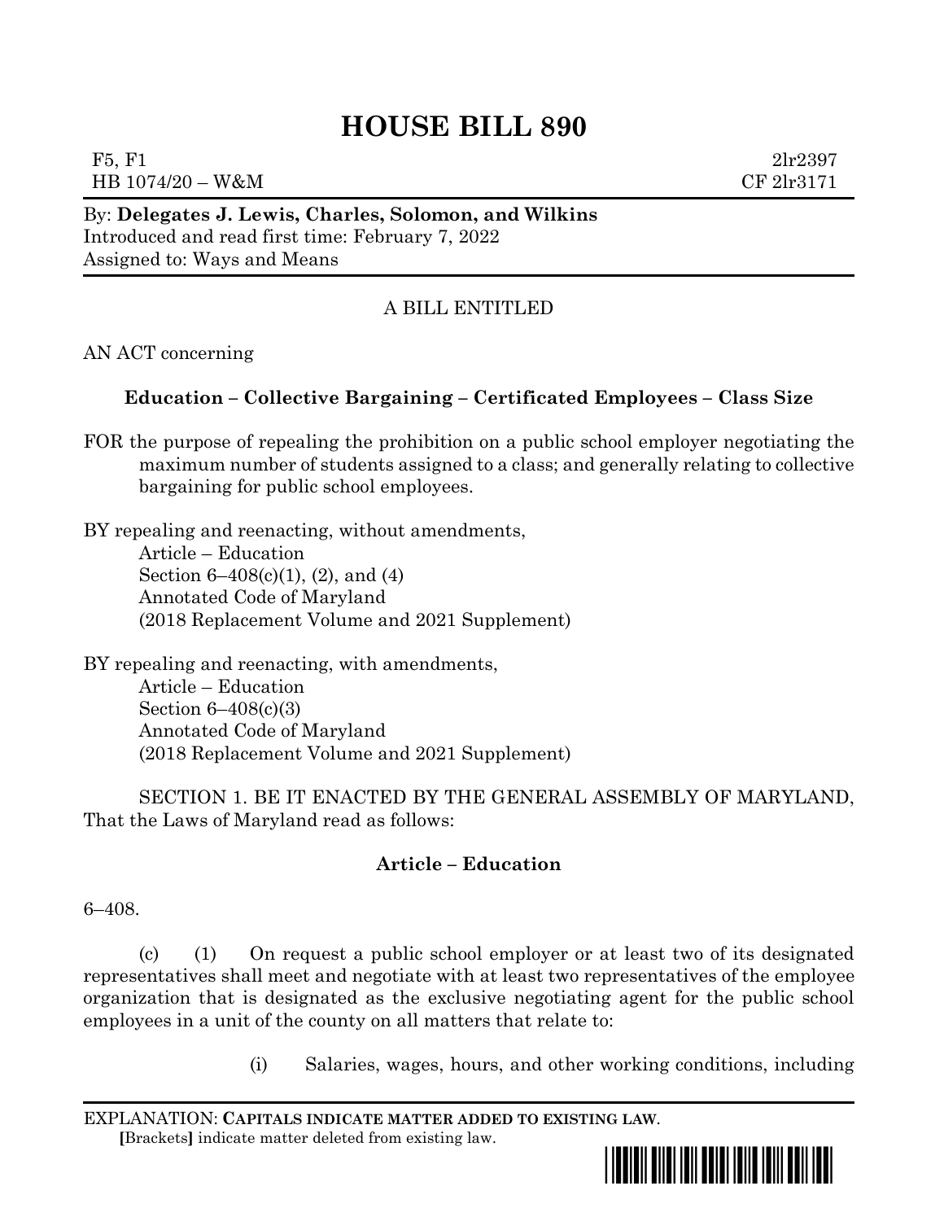# HOUSE BILL 890

F5, F1 2lr2397
HB 1074/20 – W&M CF 2lr3171

By: **Delegates J. Lewis, Charles, Solomon, and Wilkins**
Introduced and read first time: February 7, 2022
Assigned to: Ways and Means

A BILL ENTITLED

AN ACT concerning

**Education – Collective Bargaining – Certificated Employees – Class Size**

FOR the purpose of repealing the prohibition on a public school employer negotiating the maximum number of students assigned to a class; and generally relating to collective bargaining for public school employees.

BY repealing and reenacting, without amendments,
Article – Education
Section 6–408(c)(1), (2), and (4)
Annotated Code of Maryland
(2018 Replacement Volume and 2021 Supplement)

BY repealing and reenacting, with amendments,
Article – Education
Section 6–408(c)(3)
Annotated Code of Maryland
(2018 Replacement Volume and 2021 Supplement)

SECTION 1. BE IT ENACTED BY THE GENERAL ASSEMBLY OF MARYLAND, That the Laws of Maryland read as follows:

**Article – Education**

6–408.

(c) (1) On request a public school employer or at least two of its designated representatives shall meet and negotiate with at least two representatives of the employee organization that is designated as the exclusive negotiating agent for the public school employees in a unit of the county on all matters that relate to:

(i) Salaries, wages, hours, and other working conditions, including

EXPLANATION: **CAPITALS INDICATE MATTER ADDED TO EXISTING LAW**.
**[**Brackets**]** indicate matter deleted from existing law.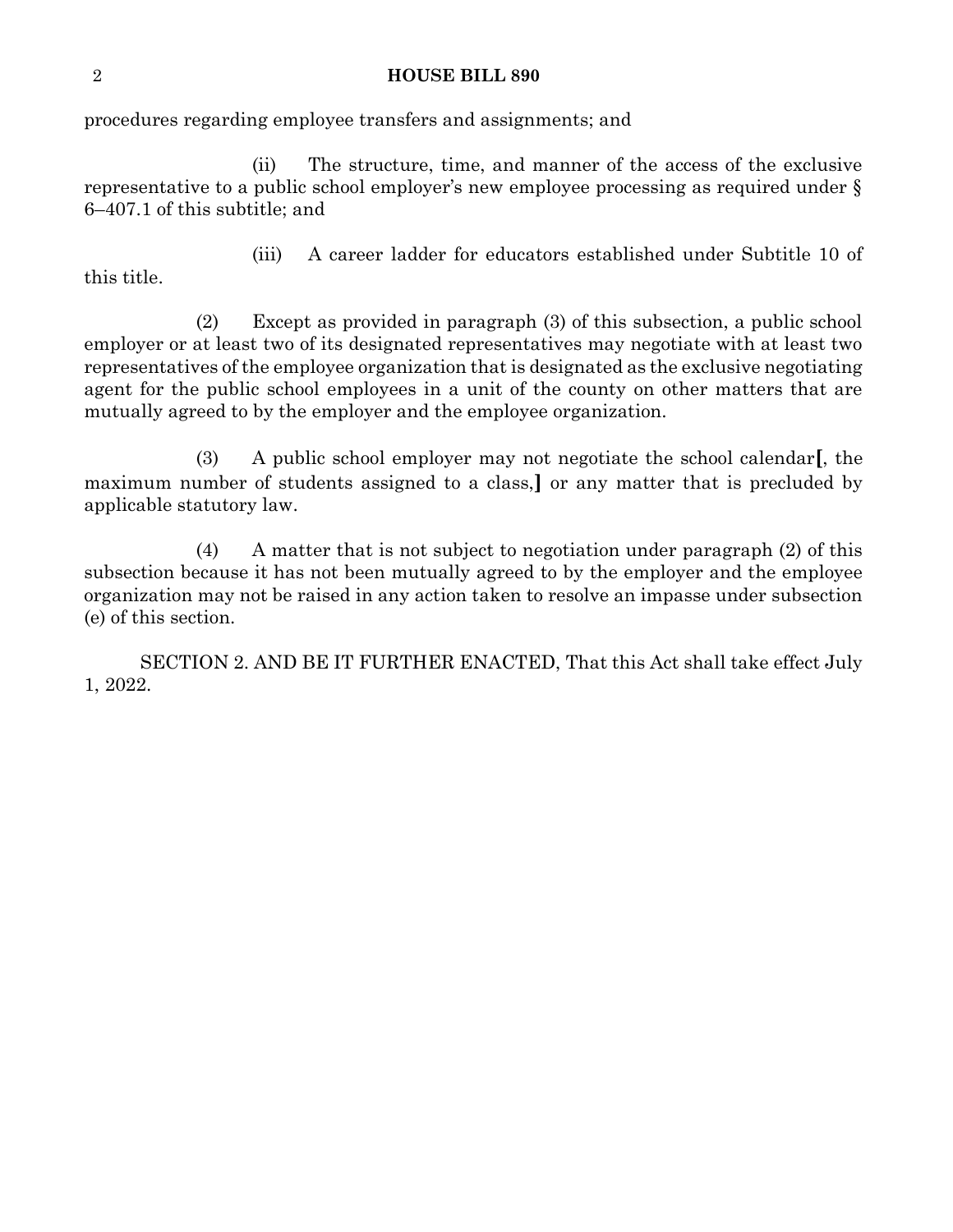procedures regarding employee transfers and assignments; and

(ii) The structure, time, and manner of the access of the exclusive representative to a public school employer's new employee processing as required under § 6–407.1 of this subtitle; and

(iii) A career ladder for educators established under Subtitle 10 of this title.

(2) Except as provided in paragraph (3) of this subsection, a public school employer or at least two of its designated representatives may negotiate with at least two representatives of the employee organization that is designated as the exclusive negotiating agent for the public school employees in a unit of the county on other matters that are mutually agreed to by the employer and the employee organization.

(3) A public school employer may not negotiate the school calendar**[**, the maximum number of students assigned to a class,**]** or any matter that is precluded by applicable statutory law.

(4) A matter that is not subject to negotiation under paragraph (2) of this subsection because it has not been mutually agreed to by the employer and the employee organization may not be raised in any action taken to resolve an impasse under subsection (e) of this section.

SECTION 2. AND BE IT FURTHER ENACTED, That this Act shall take effect July 1, 2022.